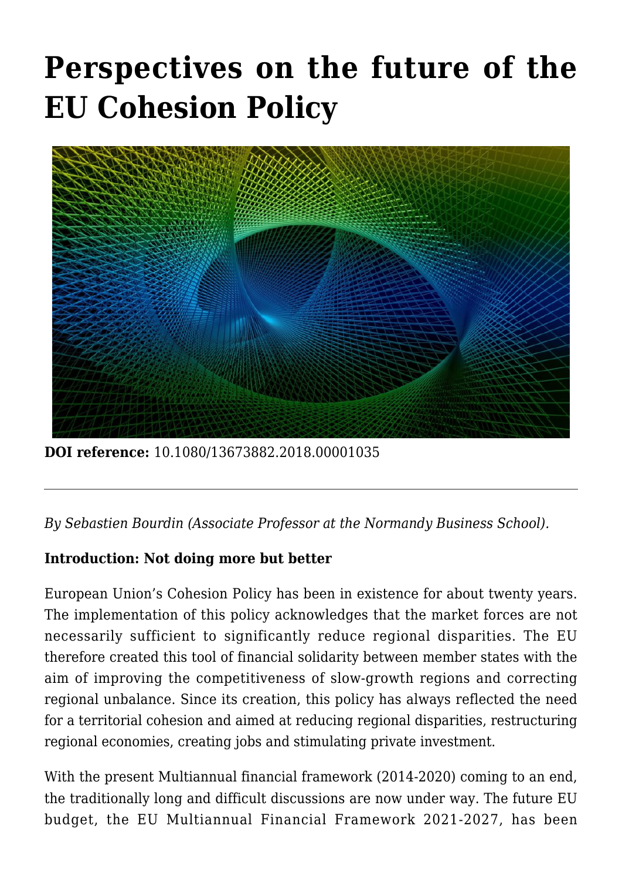# Perspectives on the future of the EU Cohesion Policy

**DOI reference:** 10.1080/13673882.2018.00001035

---

*By Sebastien Bourdin (Associate Professor at the Normandy Business School).*

**Introduction: Not doing more but better**

European Union's Cohesion Policy has been in existence for about twenty years. The implementation of this policy acknowledges that the market forces are not necessarily sufficient to significantly reduce regional disparities. The EU therefore created this tool of financial solidarity between member states with the aim of improving the competitiveness of slow-growth regions and correcting regional unbalance. Since its creation, this policy has always reflected the need for a territorial cohesion and aimed at reducing regional disparities, restructuring regional economies, creating jobs and stimulating private investment.

With the present Multiannual financial framework (2014-2020) coming to an end, the traditionally long and difficult discussions are now under way. The future EU budget, the EU Multiannual Financial Framework 2021-2027, has been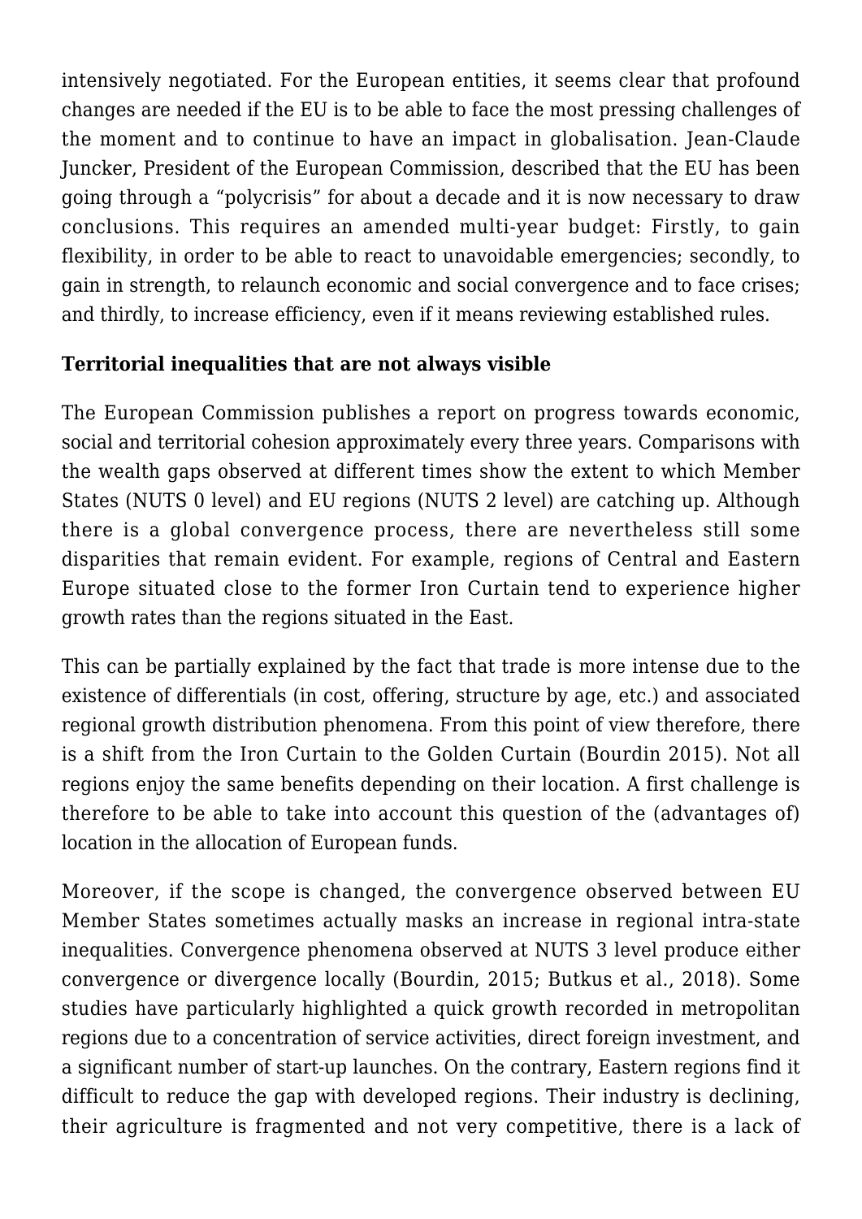intensively negotiated. For the European entities, it seems clear that profound changes are needed if the EU is to be able to face the most pressing challenges of the moment and to continue to have an impact in globalisation. Jean-Claude Juncker, President of the European Commission, described that the EU has been going through a "polycrisis" for about a decade and it is now necessary to draw conclusions. This requires an amended multi-year budget: Firstly, to gain flexibility, in order to be able to react to unavoidable emergencies; secondly, to gain in strength, to relaunch economic and social convergence and to face crises; and thirdly, to increase efficiency, even if it means reviewing established rules.

**Territorial inequalities that are not always visible**

The European Commission publishes a report on progress towards economic, social and territorial cohesion approximately every three years. Comparisons with the wealth gaps observed at different times show the extent to which Member States (NUTS 0 level) and EU regions (NUTS 2 level) are catching up. Although there is a global convergence process, there are nevertheless still some disparities that remain evident. For example, regions of Central and Eastern Europe situated close to the former Iron Curtain tend to experience higher growth rates than the regions situated in the East.

This can be partially explained by the fact that trade is more intense due to the existence of differentials (in cost, offering, structure by age, etc.) and associated regional growth distribution phenomena. From this point of view therefore, there is a shift from the Iron Curtain to the Golden Curtain (Bourdin 2015). Not all regions enjoy the same benefits depending on their location. A first challenge is therefore to be able to take into account this question of the (advantages of) location in the allocation of European funds.

Moreover, if the scope is changed, the convergence observed between EU Member States sometimes actually masks an increase in regional intra-state inequalities. Convergence phenomena observed at NUTS 3 level produce either convergence or divergence locally (Bourdin, 2015; Butkus et al., 2018). Some studies have particularly highlighted a quick growth recorded in metropolitan regions due to a concentration of service activities, direct foreign investment, and a significant number of start-up launches. On the contrary, Eastern regions find it difficult to reduce the gap with developed regions. Their industry is declining, their agriculture is fragmented and not very competitive, there is a lack of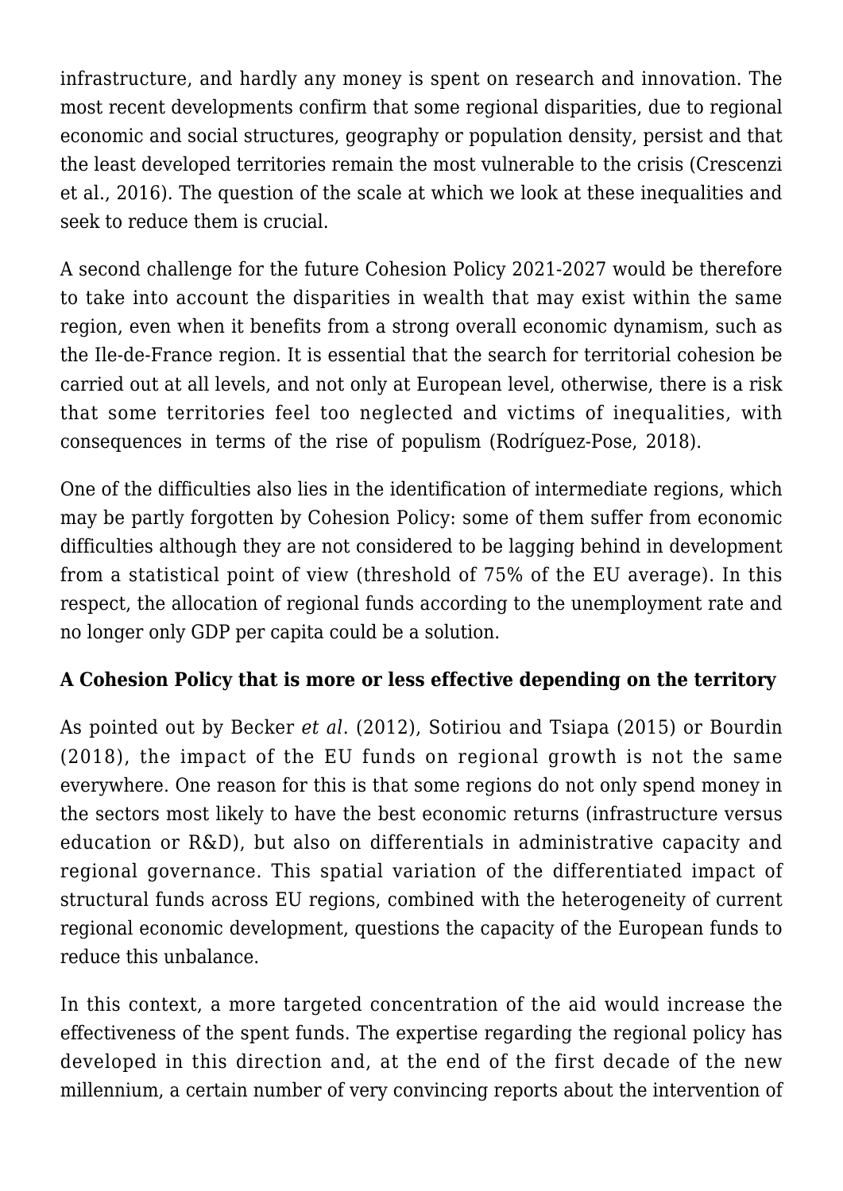infrastructure, and hardly any money is spent on research and innovation. The most recent developments confirm that some regional disparities, due to regional economic and social structures, geography or population density, persist and that the least developed territories remain the most vulnerable to the crisis (Crescenzi et al., 2016). The question of the scale at which we look at these inequalities and seek to reduce them is crucial.

A second challenge for the future Cohesion Policy 2021-2027 would be therefore to take into account the disparities in wealth that may exist within the same region, even when it benefits from a strong overall economic dynamism, such as the Ile-de-France region. It is essential that the search for territorial cohesion be carried out at all levels, and not only at European level, otherwise, there is a risk that some territories feel too neglected and victims of inequalities, with consequences in terms of the rise of populism (Rodríguez-Pose, 2018).

One of the difficulties also lies in the identification of intermediate regions, which may be partly forgotten by Cohesion Policy: some of them suffer from economic difficulties although they are not considered to be lagging behind in development from a statistical point of view (threshold of 75% of the EU average). In this respect, the allocation of regional funds according to the unemployment rate and no longer only GDP per capita could be a solution.

**A Cohesion Policy that is more or less effective depending on the territory**

As pointed out by Becker *et al*. (2012), Sotiriou and Tsiapa (2015) or Bourdin (2018), the impact of the EU funds on regional growth is not the same everywhere. One reason for this is that some regions do not only spend money in the sectors most likely to have the best economic returns (infrastructure versus education or R&D), but also on differentials in administrative capacity and regional governance. This spatial variation of the differentiated impact of structural funds across EU regions, combined with the heterogeneity of current regional economic development, questions the capacity of the European funds to reduce this unbalance.

In this context, a more targeted concentration of the aid would increase the effectiveness of the spent funds. The expertise regarding the regional policy has developed in this direction and, at the end of the first decade of the new millennium, a certain number of very convincing reports about the intervention of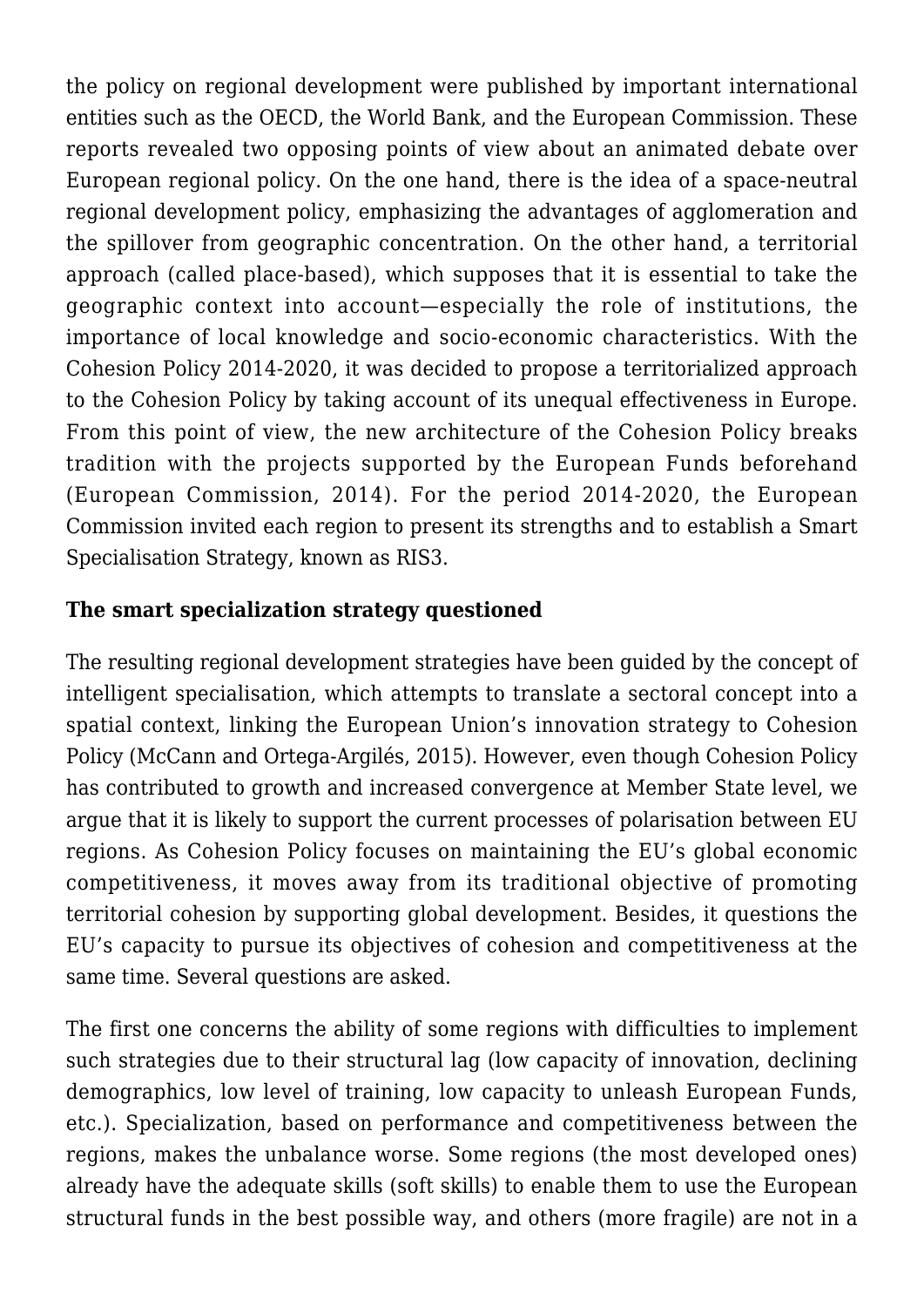the policy on regional development were published by important international entities such as the OECD, the World Bank, and the European Commission. These reports revealed two opposing points of view about an animated debate over European regional policy. On the one hand, there is the idea of a space-neutral regional development policy, emphasizing the advantages of agglomeration and the spillover from geographic concentration. On the other hand, a territorial approach (called place-based), which supposes that it is essential to take the geographic context into account—especially the role of institutions, the importance of local knowledge and socio-economic characteristics. With the Cohesion Policy 2014-2020, it was decided to propose a territorialized approach to the Cohesion Policy by taking account of its unequal effectiveness in Europe. From this point of view, the new architecture of the Cohesion Policy breaks tradition with the projects supported by the European Funds beforehand (European Commission, 2014). For the period 2014-2020, the European Commission invited each region to present its strengths and to establish a Smart Specialisation Strategy, known as RIS3.

**The smart specialization strategy questioned**

The resulting regional development strategies have been guided by the concept of intelligent specialisation, which attempts to translate a sectoral concept into a spatial context, linking the European Union's innovation strategy to Cohesion Policy (McCann and Ortega-Argilés, 2015). However, even though Cohesion Policy has contributed to growth and increased convergence at Member State level, we argue that it is likely to support the current processes of polarisation between EU regions. As Cohesion Policy focuses on maintaining the EU's global economic competitiveness, it moves away from its traditional objective of promoting territorial cohesion by supporting global development. Besides, it questions the EU's capacity to pursue its objectives of cohesion and competitiveness at the same time. Several questions are asked.

The first one concerns the ability of some regions with difficulties to implement such strategies due to their structural lag (low capacity of innovation, declining demographics, low level of training, low capacity to unleash European Funds, etc.). Specialization, based on performance and competitiveness between the regions, makes the unbalance worse. Some regions (the most developed ones) already have the adequate skills (soft skills) to enable them to use the European structural funds in the best possible way, and others (more fragile) are not in a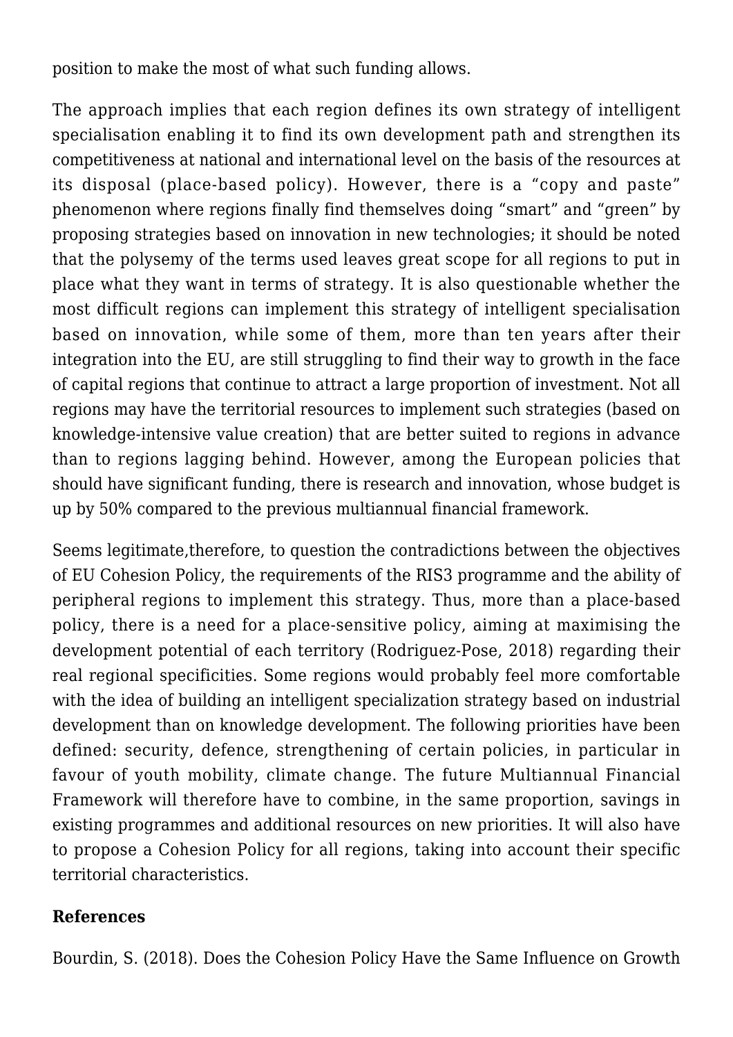position to make the most of what such funding allows.

The approach implies that each region defines its own strategy of intelligent specialisation enabling it to find its own development path and strengthen its competitiveness at national and international level on the basis of the resources at its disposal (place-based policy). However, there is a "copy and paste" phenomenon where regions finally find themselves doing "smart" and "green" by proposing strategies based on innovation in new technologies; it should be noted that the polysemy of the terms used leaves great scope for all regions to put in place what they want in terms of strategy. It is also questionable whether the most difficult regions can implement this strategy of intelligent specialisation based on innovation, while some of them, more than ten years after their integration into the EU, are still struggling to find their way to growth in the face of capital regions that continue to attract a large proportion of investment. Not all regions may have the territorial resources to implement such strategies (based on knowledge-intensive value creation) that are better suited to regions in advance than to regions lagging behind. However, among the European policies that should have significant funding, there is research and innovation, whose budget is up by 50% compared to the previous multiannual financial framework.

Seems legitimate,therefore, to question the contradictions between the objectives of EU Cohesion Policy, the requirements of the RIS3 programme and the ability of peripheral regions to implement this strategy. Thus, more than a place-based policy, there is a need for a place-sensitive policy, aiming at maximising the development potential of each territory (Rodriguez-Pose, 2018) regarding their real regional specificities. Some regions would probably feel more comfortable with the idea of building an intelligent specialization strategy based on industrial development than on knowledge development. The following priorities have been defined: security, defence, strengthening of certain policies, in particular in favour of youth mobility, climate change. The future Multiannual Financial Framework will therefore have to combine, in the same proportion, savings in existing programmes and additional resources on new priorities. It will also have to propose a Cohesion Policy for all regions, taking into account their specific territorial characteristics.

## References

Bourdin, S. (2018). Does the Cohesion Policy Have the Same Influence on Growth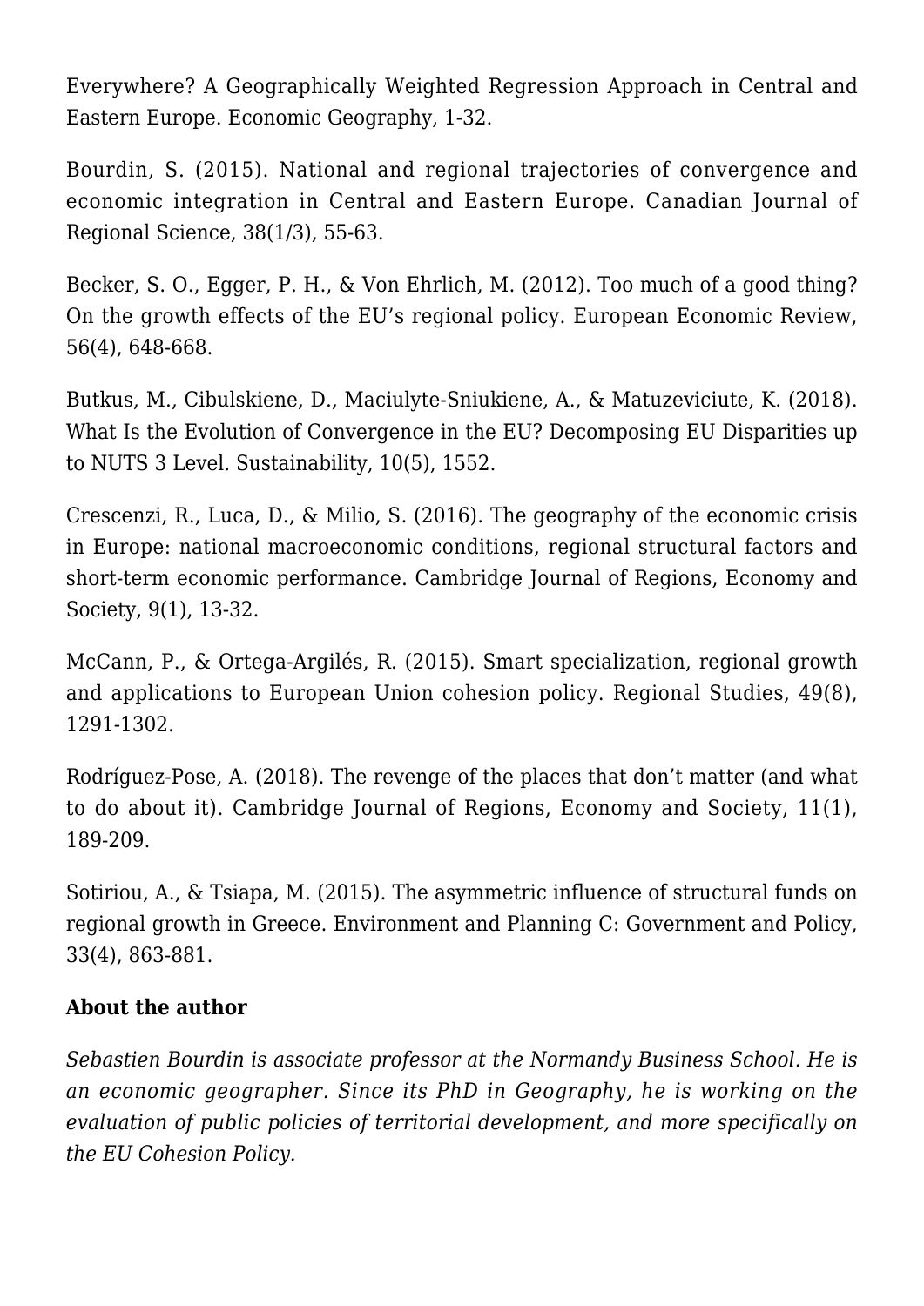Everywhere? A Geographically Weighted Regression Approach in Central and Eastern Europe. Economic Geography, 1-32.

Bourdin, S. (2015). National and regional trajectories of convergence and economic integration in Central and Eastern Europe. Canadian Journal of Regional Science, 38(1/3), 55-63.

Becker, S. O., Egger, P. H., & Von Ehrlich, M. (2012). Too much of a good thing? On the growth effects of the EU's regional policy. European Economic Review, 56(4), 648-668.

Butkus, M., Cibulskiene, D., Maciulyte-Sniukiene, A., & Matuzeviciute, K. (2018). What Is the Evolution of Convergence in the EU? Decomposing EU Disparities up to NUTS 3 Level. Sustainability, 10(5), 1552.

Crescenzi, R., Luca, D., & Milio, S. (2016). The geography of the economic crisis in Europe: national macroeconomic conditions, regional structural factors and short-term economic performance. Cambridge Journal of Regions, Economy and Society, 9(1), 13-32.

McCann, P., & Ortega-Argilés, R. (2015). Smart specialization, regional growth and applications to European Union cohesion policy. Regional Studies, 49(8), 1291-1302.

Rodríguez-Pose, A. (2018). The revenge of the places that don't matter (and what to do about it). Cambridge Journal of Regions, Economy and Society, 11(1), 189-209.

Sotiriou, A., & Tsiapa, M. (2015). The asymmetric influence of structural funds on regional growth in Greece. Environment and Planning C: Government and Policy, 33(4), 863-881.

**About the author**

*Sebastien Bourdin is associate professor at the Normandy Business School. He is an economic geographer. Since its PhD in Geography, he is working on the evaluation of public policies of territorial development, and more specifically on the EU Cohesion Policy.*